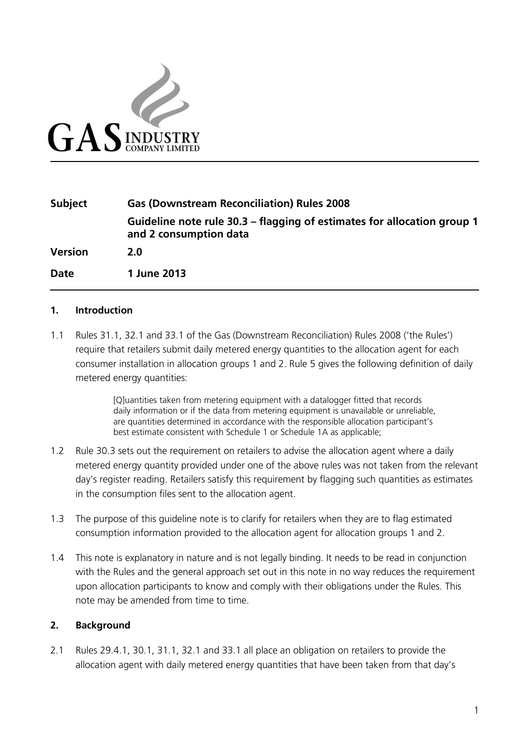GAS INDUSTRY COMPANY LIMITED

| | |
|---|---|
| **Subject** | **Gas (Downstream Reconciliation) Rules 2008** |
| | **Guideline note rule 30.3 – flagging of estimates for allocation group 1 and 2 consumption data** |
| **Version** | **2.0** |
| **Date** | **1 June 2013** |

## 1. Introduction

1.1 Rules 31.1, 32.1 and 33.1 of the Gas (Downstream Reconciliation) Rules 2008 ('the Rules') require that retailers submit daily metered energy quantities to the allocation agent for each consumer installation in allocation groups 1 and 2. Rule 5 gives the following definition of daily metered energy quantities:

> [Q]uantities taken from metering equipment with a datalogger fitted that records daily information or if the data from metering equipment is unavailable or unreliable, are quantities determined in accordance with the responsible allocation participant's best estimate consistent with Schedule 1 or Schedule 1A as applicable;

1.2 Rule 30.3 sets out the requirement on retailers to advise the allocation agent where a daily metered energy quantity provided under one of the above rules was not taken from the relevant day's register reading. Retailers satisfy this requirement by flagging such quantities as estimates in the consumption files sent to the allocation agent.

1.3 The purpose of this guideline note is to clarify for retailers when they are to flag estimated consumption information provided to the allocation agent for allocation groups 1 and 2.

1.4 This note is explanatory in nature and is not legally binding. It needs to be read in conjunction with the Rules and the general approach set out in this note in no way reduces the requirement upon allocation participants to know and comply with their obligations under the Rules. This note may be amended from time to time.

## 2. Background

2.1 Rules 29.4.1, 30.1, 31.1, 32.1 and 33.1 all place an obligation on retailers to provide the allocation agent with daily metered energy quantities that have been taken from that day's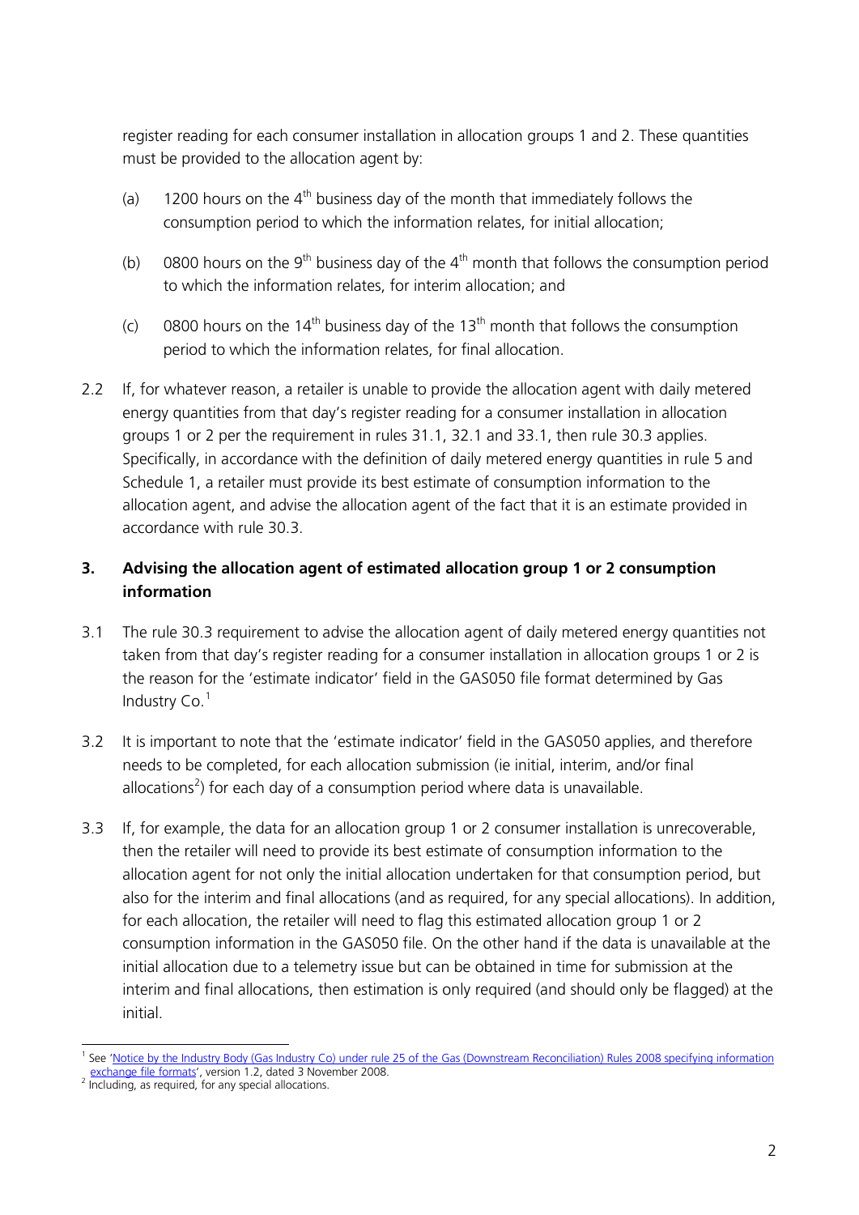register reading for each consumer installation in allocation groups 1 and 2. These quantities must be provided to the allocation agent by:

(a) 1200 hours on the 4th business day of the month that immediately follows the consumption period to which the information relates, for initial allocation;

(b) 0800 hours on the 9th business day of the 4th month that follows the consumption period to which the information relates, for interim allocation; and

(c) 0800 hours on the 14th business day of the 13th month that follows the consumption period to which the information relates, for final allocation.

2.2 If, for whatever reason, a retailer is unable to provide the allocation agent with daily metered energy quantities from that day's register reading for a consumer installation in allocation groups 1 or 2 per the requirement in rules 31.1, 32.1 and 33.1, then rule 30.3 applies. Specifically, in accordance with the definition of daily metered energy quantities in rule 5 and Schedule 1, a retailer must provide its best estimate of consumption information to the allocation agent, and advise the allocation agent of the fact that it is an estimate provided in accordance with rule 30.3.

## 3. Advising the allocation agent of estimated allocation group 1 or 2 consumption information

3.1 The rule 30.3 requirement to advise the allocation agent of daily metered energy quantities not taken from that day's register reading for a consumer installation in allocation groups 1 or 2 is the reason for the 'estimate indicator' field in the GAS050 file format determined by Gas Industry Co.[1]

3.2 It is important to note that the 'estimate indicator' field in the GAS050 applies, and therefore needs to be completed, for each allocation submission (ie initial, interim, and/or final allocations[2]) for each day of a consumption period where data is unavailable.

3.3 If, for example, the data for an allocation group 1 or 2 consumer installation is unrecoverable, then the retailer will need to provide its best estimate of consumption information to the allocation agent for not only the initial allocation undertaken for that consumption period, but also for the interim and final allocations (and as required, for any special allocations). In addition, for each allocation, the retailer will need to flag this estimated allocation group 1 or 2 consumption information in the GAS050 file. On the other hand if the data is unavailable at the initial allocation due to a telemetry issue but can be obtained in time for submission at the interim and final allocations, then estimation is only required (and should only be flagged) at the initial.

---

[1] See 'Notice by the Industry Body (Gas Industry Co) under rule 25 of the Gas (Downstream Reconciliation) Rules 2008 specifying information exchange file formats', version 1.2, dated 3 November 2008.

[2] Including, as required, for any special allocations.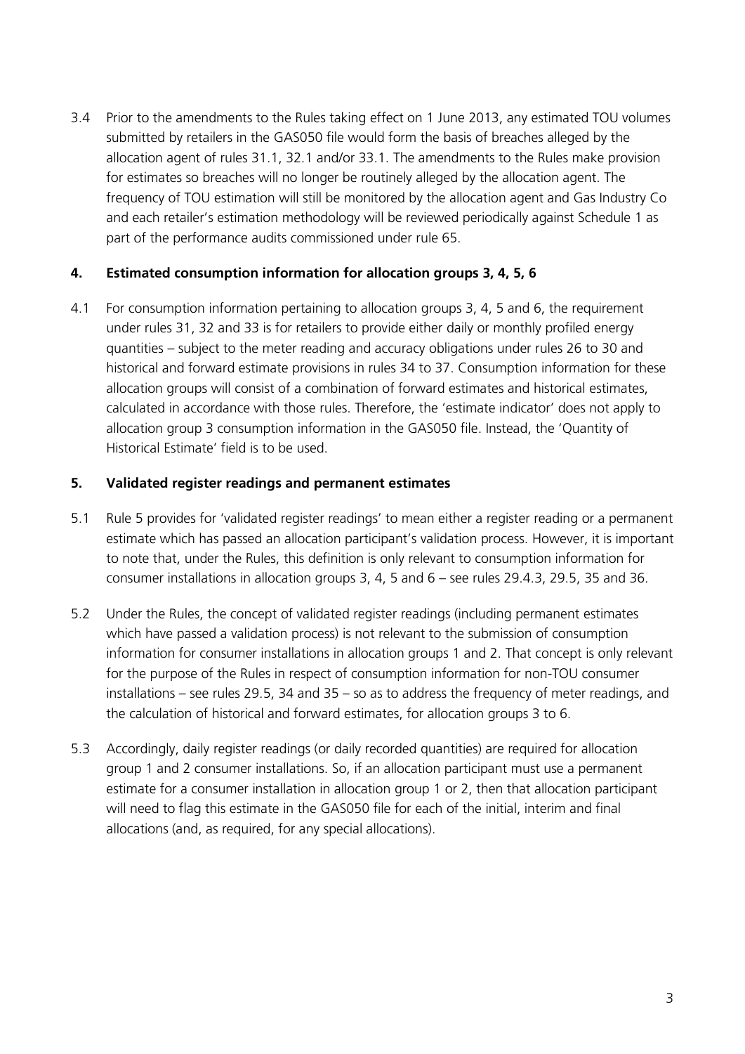3.4 Prior to the amendments to the Rules taking effect on 1 June 2013, any estimated TOU volumes submitted by retailers in the GAS050 file would form the basis of breaches alleged by the allocation agent of rules 31.1, 32.1 and/or 33.1. The amendments to the Rules make provision for estimates so breaches will no longer be routinely alleged by the allocation agent. The frequency of TOU estimation will still be monitored by the allocation agent and Gas Industry Co and each retailer's estimation methodology will be reviewed periodically against Schedule 1 as part of the performance audits commissioned under rule 65.

## 4. Estimated consumption information for allocation groups 3, 4, 5, 6

4.1 For consumption information pertaining to allocation groups 3, 4, 5 and 6, the requirement under rules 31, 32 and 33 is for retailers to provide either daily or monthly profiled energy quantities – subject to the meter reading and accuracy obligations under rules 26 to 30 and historical and forward estimate provisions in rules 34 to 37. Consumption information for these allocation groups will consist of a combination of forward estimates and historical estimates, calculated in accordance with those rules. Therefore, the 'estimate indicator' does not apply to allocation group 3 consumption information in the GAS050 file. Instead, the 'Quantity of Historical Estimate' field is to be used.

## 5. Validated register readings and permanent estimates

5.1 Rule 5 provides for 'validated register readings' to mean either a register reading or a permanent estimate which has passed an allocation participant's validation process. However, it is important to note that, under the Rules, this definition is only relevant to consumption information for consumer installations in allocation groups 3, 4, 5 and 6 – see rules 29.4.3, 29.5, 35 and 36.

5.2 Under the Rules, the concept of validated register readings (including permanent estimates which have passed a validation process) is not relevant to the submission of consumption information for consumer installations in allocation groups 1 and 2. That concept is only relevant for the purpose of the Rules in respect of consumption information for non-TOU consumer installations – see rules 29.5, 34 and 35 – so as to address the frequency of meter readings, and the calculation of historical and forward estimates, for allocation groups 3 to 6.

5.3 Accordingly, daily register readings (or daily recorded quantities) are required for allocation group 1 and 2 consumer installations. So, if an allocation participant must use a permanent estimate for a consumer installation in allocation group 1 or 2, then that allocation participant will need to flag this estimate in the GAS050 file for each of the initial, interim and final allocations (and, as required, for any special allocations).